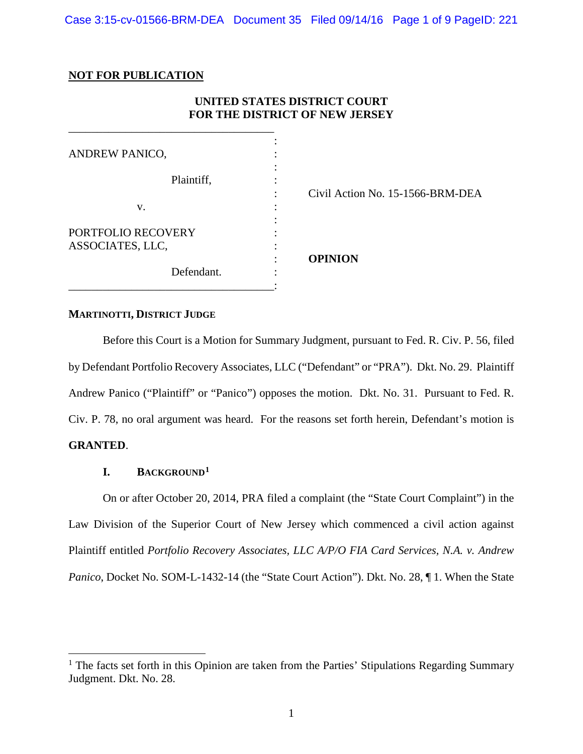**NOT FOR PUBLICATION**

**UNITED STATES DISTRICT COURT**
**FOR THE DISTRICT OF NEW JERSEY**

| | | |
|---|---|---|
| ANDREW PANICO, | : | |
| Plaintiff, | : | Civil Action No. 15-1566-BRM-DEA |
| v. | : | |
| PORTFOLIO RECOVERY ASSOCIATES, LLC, | : | **OPINION** |
| Defendant. | : | |

**MARTINOTTI, DISTRICT JUDGE**

Before this Court is a Motion for Summary Judgment, pursuant to Fed. R. Civ. P. 56, filed by Defendant Portfolio Recovery Associates, LLC ("Defendant" or "PRA"). Dkt. No. 29. Plaintiff Andrew Panico ("Plaintiff" or "Panico") opposes the motion. Dkt. No. 31. Pursuant to Fed. R. Civ. P. 78, no oral argument was heard. For the reasons set forth herein, Defendant's motion is **GRANTED**.

## I. BACKGROUND[1]

On or after October 20, 2014, PRA filed a complaint (the "State Court Complaint") in the Law Division of the Superior Court of New Jersey which commenced a civil action against Plaintiff entitled *Portfolio Recovery Associates, LLC A/P/O FIA Card Services, N.A. v. Andrew Panico*, Docket No. SOM-L-1432-14 (the "State Court Action"). Dkt. No. 28, ¶ 1. When the State

[1] The facts set forth in this Opinion are taken from the Parties' Stipulations Regarding Summary Judgment. Dkt. No. 28.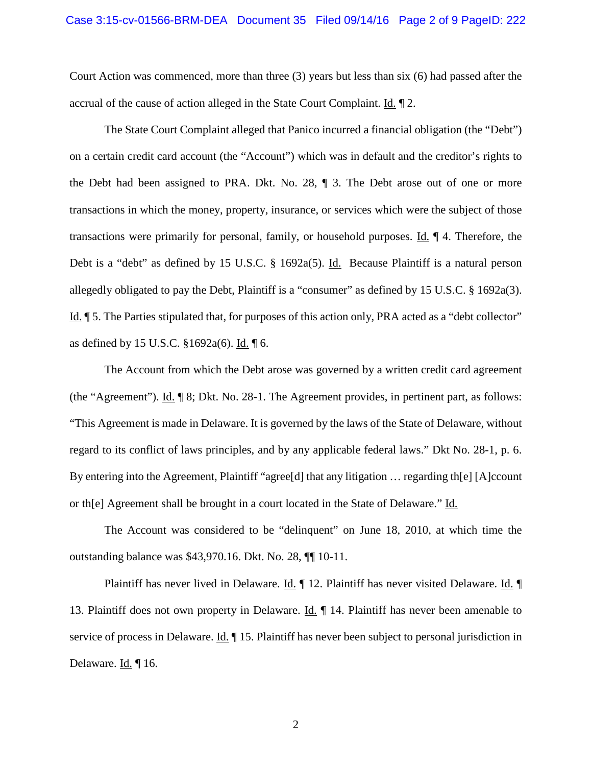Court Action was commenced, more than three (3) years but less than six (6) had passed after the accrual of the cause of action alleged in the State Court Complaint. Id. ¶ 2.

The State Court Complaint alleged that Panico incurred a financial obligation (the "Debt") on a certain credit card account (the "Account") which was in default and the creditor's rights to the Debt had been assigned to PRA. Dkt. No. 28, ¶ 3. The Debt arose out of one or more transactions in which the money, property, insurance, or services which were the subject of those transactions were primarily for personal, family, or household purposes. Id. ¶ 4. Therefore, the Debt is a "debt" as defined by 15 U.S.C. § 1692a(5). Id. Because Plaintiff is a natural person allegedly obligated to pay the Debt, Plaintiff is a "consumer" as defined by 15 U.S.C. § 1692a(3). Id. ¶ 5. The Parties stipulated that, for purposes of this action only, PRA acted as a "debt collector" as defined by 15 U.S.C. §1692a(6). Id. ¶ 6.

The Account from which the Debt arose was governed by a written credit card agreement (the "Agreement"). Id. ¶ 8; Dkt. No. 28-1. The Agreement provides, in pertinent part, as follows: "This Agreement is made in Delaware. It is governed by the laws of the State of Delaware, without regard to its conflict of laws principles, and by any applicable federal laws." Dkt No. 28-1, p. 6. By entering into the Agreement, Plaintiff "agree[d] that any litigation … regarding th[e] [A]ccount or th[e] Agreement shall be brought in a court located in the State of Delaware." Id.

The Account was considered to be "delinquent" on June 18, 2010, at which time the outstanding balance was $43,970.16. Dkt. No. 28, ¶¶ 10-11.

Plaintiff has never lived in Delaware. Id. ¶ 12. Plaintiff has never visited Delaware. Id. ¶ 13. Plaintiff does not own property in Delaware. Id. ¶ 14. Plaintiff has never been amenable to service of process in Delaware. Id. ¶ 15. Plaintiff has never been subject to personal jurisdiction in Delaware. Id. ¶ 16.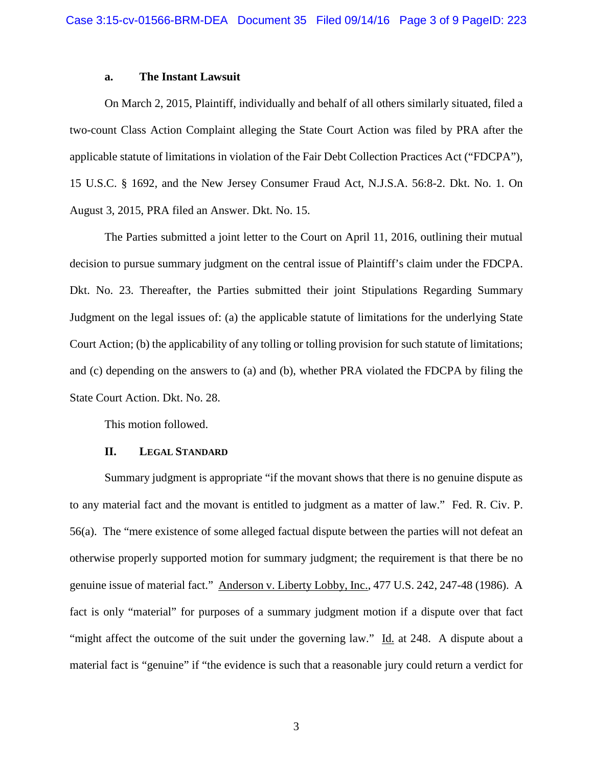### a. The Instant Lawsuit

On March 2, 2015, Plaintiff, individually and behalf of all others similarly situated, filed a two-count Class Action Complaint alleging the State Court Action was filed by PRA after the applicable statute of limitations in violation of the Fair Debt Collection Practices Act ("FDCPA"), 15 U.S.C. § 1692, and the New Jersey Consumer Fraud Act, N.J.S.A. 56:8-2. Dkt. No. 1. On August 3, 2015, PRA filed an Answer. Dkt. No. 15.

The Parties submitted a joint letter to the Court on April 11, 2016, outlining their mutual decision to pursue summary judgment on the central issue of Plaintiff's claim under the FDCPA. Dkt. No. 23. Thereafter, the Parties submitted their joint Stipulations Regarding Summary Judgment on the legal issues of: (a) the applicable statute of limitations for the underlying State Court Action; (b) the applicability of any tolling or tolling provision for such statute of limitations; and (c) depending on the answers to (a) and (b), whether PRA violated the FDCPA by filing the State Court Action. Dkt. No. 28.

This motion followed.

## II. Legal Standard

Summary judgment is appropriate "if the movant shows that there is no genuine dispute as to any material fact and the movant is entitled to judgment as a matter of law." Fed. R. Civ. P. 56(a). The "mere existence of some alleged factual dispute between the parties will not defeat an otherwise properly supported motion for summary judgment; the requirement is that there be no genuine issue of material fact." Anderson v. Liberty Lobby, Inc., 477 U.S. 242, 247-48 (1986). A fact is only "material" for purposes of a summary judgment motion if a dispute over that fact "might affect the outcome of the suit under the governing law." Id. at 248. A dispute about a material fact is "genuine" if "the evidence is such that a reasonable jury could return a verdict for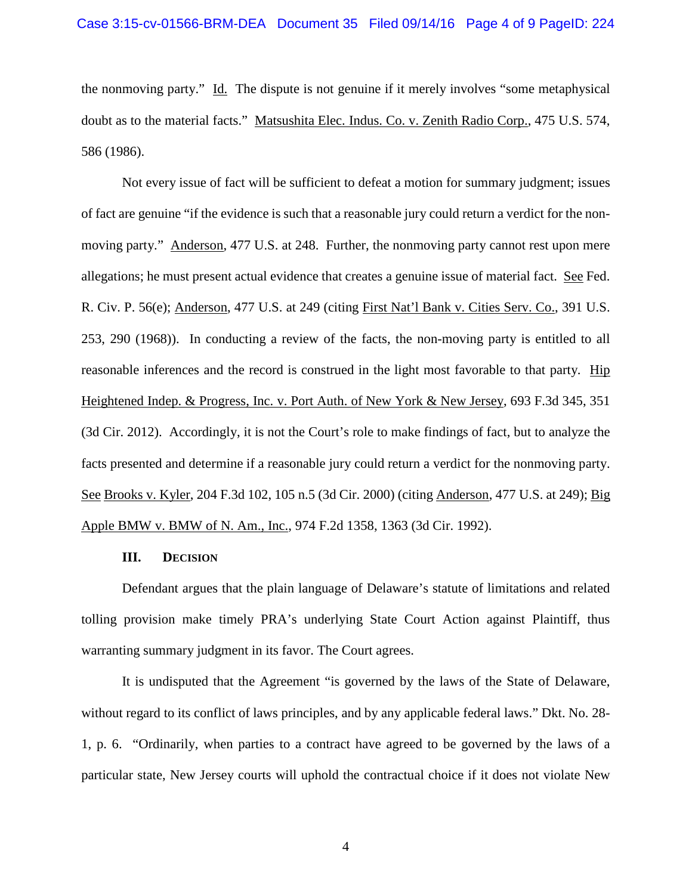the nonmoving party." Id. The dispute is not genuine if it merely involves "some metaphysical doubt as to the material facts." Matsushita Elec. Indus. Co. v. Zenith Radio Corp., 475 U.S. 574, 586 (1986).

Not every issue of fact will be sufficient to defeat a motion for summary judgment; issues of fact are genuine "if the evidence is such that a reasonable jury could return a verdict for the non-moving party." Anderson, 477 U.S. at 248. Further, the nonmoving party cannot rest upon mere allegations; he must present actual evidence that creates a genuine issue of material fact. See Fed. R. Civ. P. 56(e); Anderson, 477 U.S. at 249 (citing First Nat'l Bank v. Cities Serv. Co., 391 U.S. 253, 290 (1968)). In conducting a review of the facts, the non-moving party is entitled to all reasonable inferences and the record is construed in the light most favorable to that party. Hip Heightened Indep. & Progress, Inc. v. Port Auth. of New York & New Jersey, 693 F.3d 345, 351 (3d Cir. 2012). Accordingly, it is not the Court's role to make findings of fact, but to analyze the facts presented and determine if a reasonable jury could return a verdict for the nonmoving party. See Brooks v. Kyler, 204 F.3d 102, 105 n.5 (3d Cir. 2000) (citing Anderson, 477 U.S. at 249); Big Apple BMW v. BMW of N. Am., Inc., 974 F.2d 1358, 1363 (3d Cir. 1992).

## III. DECISION

Defendant argues that the plain language of Delaware's statute of limitations and related tolling provision make timely PRA's underlying State Court Action against Plaintiff, thus warranting summary judgment in its favor. The Court agrees.

It is undisputed that the Agreement "is governed by the laws of the State of Delaware, without regard to its conflict of laws principles, and by any applicable federal laws." Dkt. No. 28-1, p. 6. "Ordinarily, when parties to a contract have agreed to be governed by the laws of a particular state, New Jersey courts will uphold the contractual choice if it does not violate New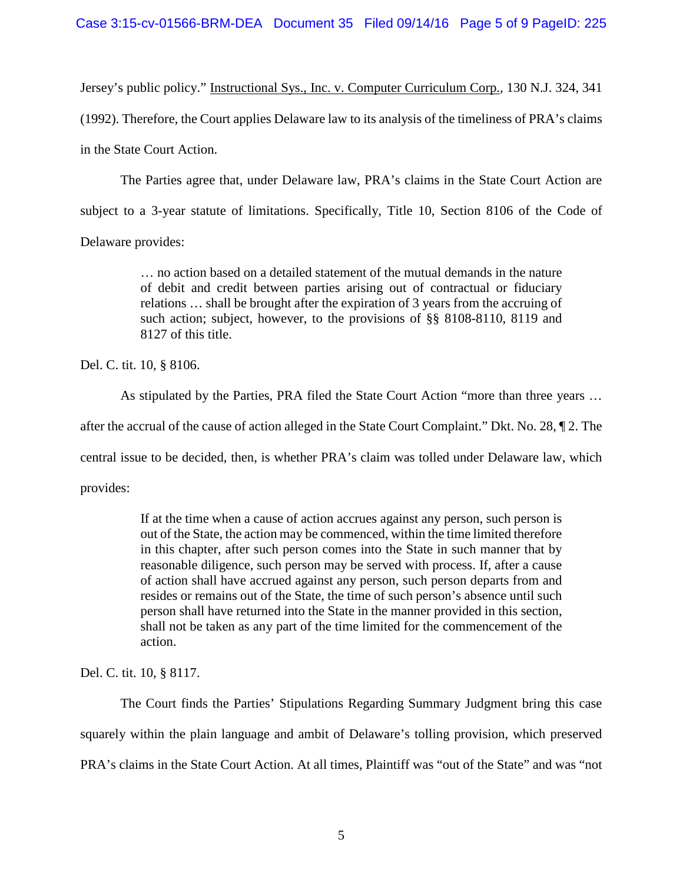Jersey's public policy." Instructional Sys., Inc. v. Computer Curriculum Corp., 130 N.J. 324, 341 (1992). Therefore, the Court applies Delaware law to its analysis of the timeliness of PRA's claims in the State Court Action.

The Parties agree that, under Delaware law, PRA's claims in the State Court Action are subject to a 3-year statute of limitations. Specifically, Title 10, Section 8106 of the Code of Delaware provides:

> … no action based on a detailed statement of the mutual demands in the nature of debit and credit between parties arising out of contractual or fiduciary relations … shall be brought after the expiration of 3 years from the accruing of such action; subject, however, to the provisions of §§ 8108-8110, 8119 and 8127 of this title.

Del. C. tit. 10, § 8106.

As stipulated by the Parties, PRA filed the State Court Action "more than three years … after the accrual of the cause of action alleged in the State Court Complaint." Dkt. No. 28, ¶ 2. The central issue to be decided, then, is whether PRA's claim was tolled under Delaware law, which provides:

> If at the time when a cause of action accrues against any person, such person is out of the State, the action may be commenced, within the time limited therefore in this chapter, after such person comes into the State in such manner that by reasonable diligence, such person may be served with process. If, after a cause of action shall have accrued against any person, such person departs from and resides or remains out of the State, the time of such person's absence until such person shall have returned into the State in the manner provided in this section, shall not be taken as any part of the time limited for the commencement of the action.

Del. C. tit. 10, § 8117.

The Court finds the Parties' Stipulations Regarding Summary Judgment bring this case squarely within the plain language and ambit of Delaware's tolling provision, which preserved PRA's claims in the State Court Action. At all times, Plaintiff was "out of the State" and was "not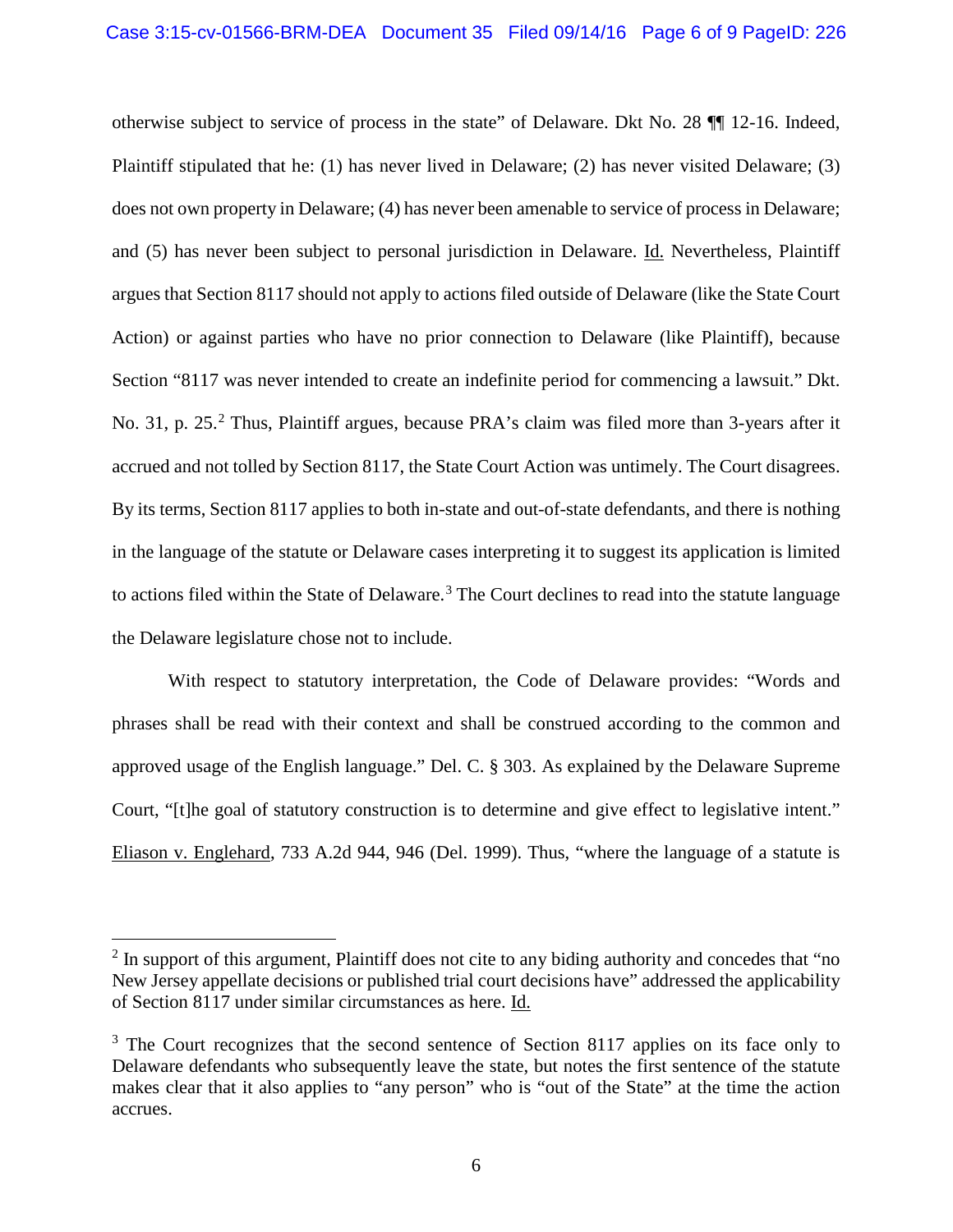otherwise subject to service of process in the state" of Delaware. Dkt No. 28 ¶¶ 12-16. Indeed, Plaintiff stipulated that he: (1) has never lived in Delaware; (2) has never visited Delaware; (3) does not own property in Delaware; (4) has never been amenable to service of process in Delaware; and (5) has never been subject to personal jurisdiction in Delaware. Id. Nevertheless, Plaintiff argues that Section 8117 should not apply to actions filed outside of Delaware (like the State Court Action) or against parties who have no prior connection to Delaware (like Plaintiff), because Section "8117 was never intended to create an indefinite period for commencing a lawsuit." Dkt. No. 31, p. 25.[2] Thus, Plaintiff argues, because PRA's claim was filed more than 3-years after it accrued and not tolled by Section 8117, the State Court Action was untimely. The Court disagrees. By its terms, Section 8117 applies to both in-state and out-of-state defendants, and there is nothing in the language of the statute or Delaware cases interpreting it to suggest its application is limited to actions filed within the State of Delaware.[3] The Court declines to read into the statute language the Delaware legislature chose not to include.

With respect to statutory interpretation, the Code of Delaware provides: "Words and phrases shall be read with their context and shall be construed according to the common and approved usage of the English language." Del. C. § 303. As explained by the Delaware Supreme Court, "[t]he goal of statutory construction is to determine and give effect to legislative intent." Eliason v. Englehard, 733 A.2d 944, 946 (Del. 1999). Thus, "where the language of a statute is

---

[2] In support of this argument, Plaintiff does not cite to any biding authority and concedes that "no New Jersey appellate decisions or published trial court decisions have" addressed the applicability of Section 8117 under similar circumstances as here. Id.

[3] The Court recognizes that the second sentence of Section 8117 applies on its face only to Delaware defendants who subsequently leave the state, but notes the first sentence of the statute makes clear that it also applies to "any person" who is "out of the State" at the time the action accrues.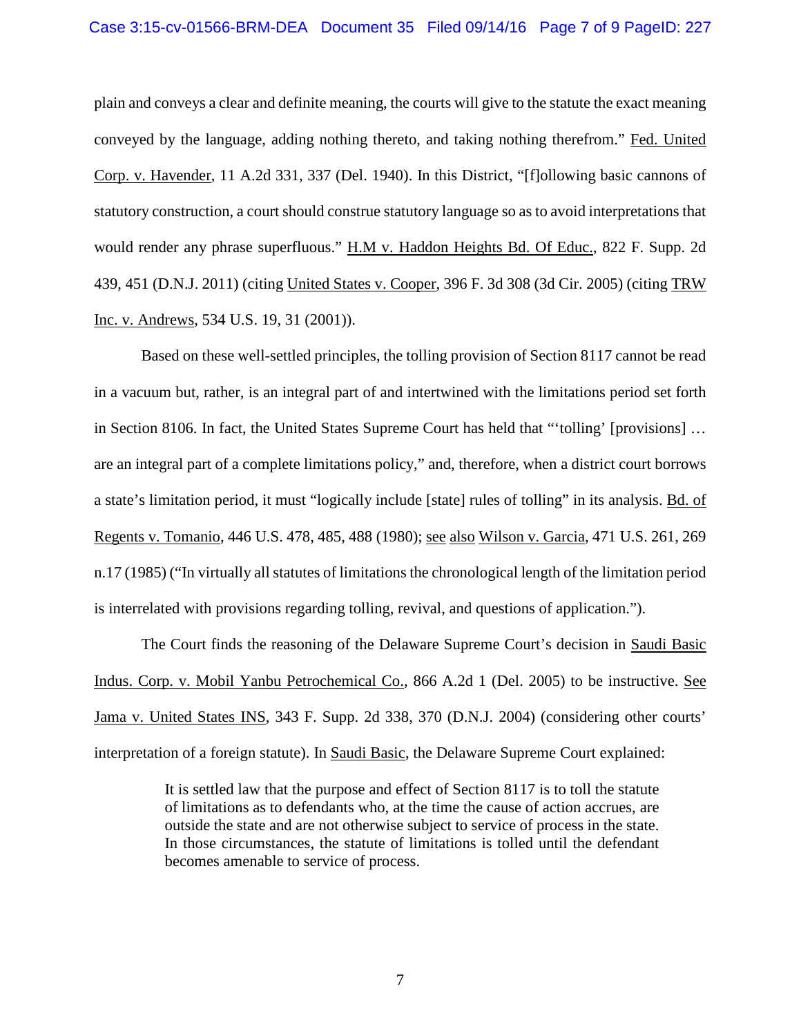plain and conveys a clear and definite meaning, the courts will give to the statute the exact meaning conveyed by the language, adding nothing thereto, and taking nothing therefrom." Fed. United Corp. v. Havender, 11 A.2d 331, 337 (Del. 1940). In this District, "[f]ollowing basic cannons of statutory construction, a court should construe statutory language so as to avoid interpretations that would render any phrase superfluous." H.M v. Haddon Heights Bd. Of Educ., 822 F. Supp. 2d 439, 451 (D.N.J. 2011) (citing United States v. Cooper, 396 F. 3d 308 (3d Cir. 2005) (citing TRW Inc. v. Andrews, 534 U.S. 19, 31 (2001)).

Based on these well-settled principles, the tolling provision of Section 8117 cannot be read in a vacuum but, rather, is an integral part of and intertwined with the limitations period set forth in Section 8106. In fact, the United States Supreme Court has held that "'tolling' [provisions] … are an integral part of a complete limitations policy," and, therefore, when a district court borrows a state's limitation period, it must "logically include [state] rules of tolling" in its analysis. Bd. of Regents v. Tomanio, 446 U.S. 478, 485, 488 (1980); see also Wilson v. Garcia, 471 U.S. 261, 269 n.17 (1985) ("In virtually all statutes of limitations the chronological length of the limitation period is interrelated with provisions regarding tolling, revival, and questions of application.").

The Court finds the reasoning of the Delaware Supreme Court's decision in Saudi Basic Indus. Corp. v. Mobil Yanbu Petrochemical Co., 866 A.2d 1 (Del. 2005) to be instructive. See Jama v. United States INS, 343 F. Supp. 2d 338, 370 (D.N.J. 2004) (considering other courts' interpretation of a foreign statute). In Saudi Basic, the Delaware Supreme Court explained:

> It is settled law that the purpose and effect of Section 8117 is to toll the statute of limitations as to defendants who, at the time the cause of action accrues, are outside the state and are not otherwise subject to service of process in the state. In those circumstances, the statute of limitations is tolled until the defendant becomes amenable to service of process.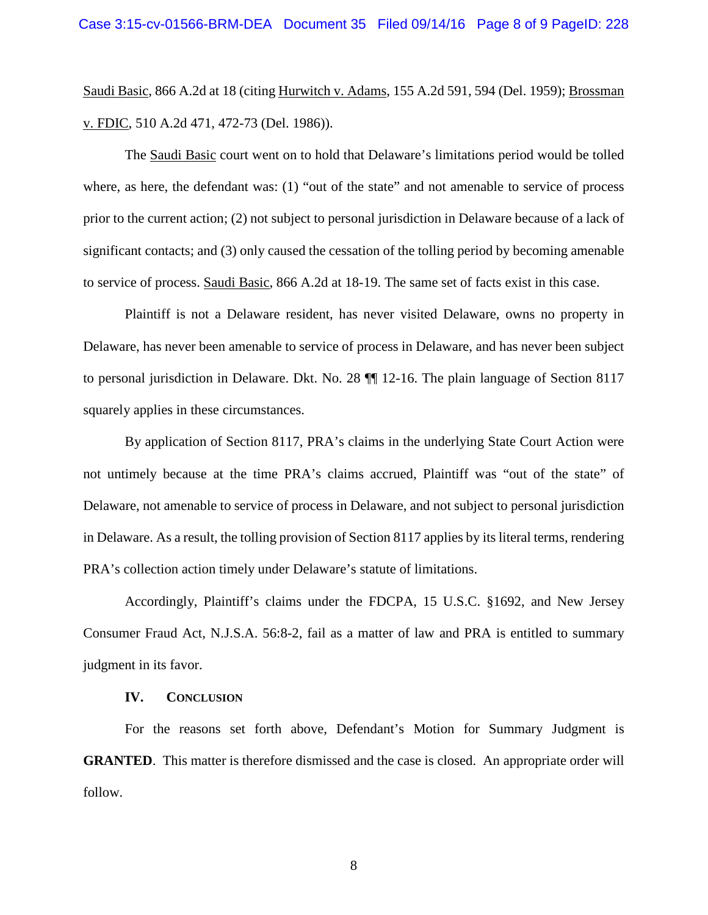Saudi Basic, 866 A.2d at 18 (citing Hurwitch v. Adams, 155 A.2d 591, 594 (Del. 1959); Brossman v. FDIC, 510 A.2d 471, 472-73 (Del. 1986)).

The Saudi Basic court went on to hold that Delaware's limitations period would be tolled where, as here, the defendant was: (1) "out of the state" and not amenable to service of process prior to the current action; (2) not subject to personal jurisdiction in Delaware because of a lack of significant contacts; and (3) only caused the cessation of the tolling period by becoming amenable to service of process. Saudi Basic, 866 A.2d at 18-19. The same set of facts exist in this case.

Plaintiff is not a Delaware resident, has never visited Delaware, owns no property in Delaware, has never been amenable to service of process in Delaware, and has never been subject to personal jurisdiction in Delaware. Dkt. No. 28 ¶¶ 12-16. The plain language of Section 8117 squarely applies in these circumstances.

By application of Section 8117, PRA's claims in the underlying State Court Action were not untimely because at the time PRA's claims accrued, Plaintiff was "out of the state" of Delaware, not amenable to service of process in Delaware, and not subject to personal jurisdiction in Delaware. As a result, the tolling provision of Section 8117 applies by its literal terms, rendering PRA's collection action timely under Delaware's statute of limitations.

Accordingly, Plaintiff's claims under the FDCPA, 15 U.S.C. §1692, and New Jersey Consumer Fraud Act, N.J.S.A. 56:8-2, fail as a matter of law and PRA is entitled to summary judgment in its favor.

### IV. CONCLUSION

For the reasons set forth above, Defendant's Motion for Summary Judgment is **GRANTED**. This matter is therefore dismissed and the case is closed. An appropriate order will follow.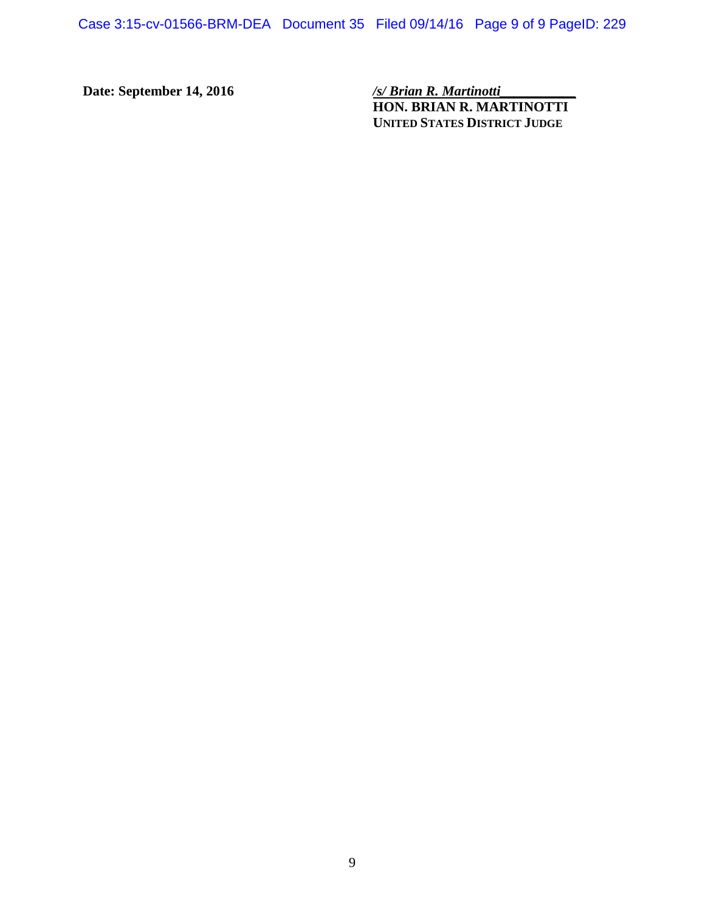**Date: September 14, 2016**

***/s/ Brian R. Martinotti***
**HON. BRIAN R. MARTINOTTI**
**UNITED STATES DISTRICT JUDGE**